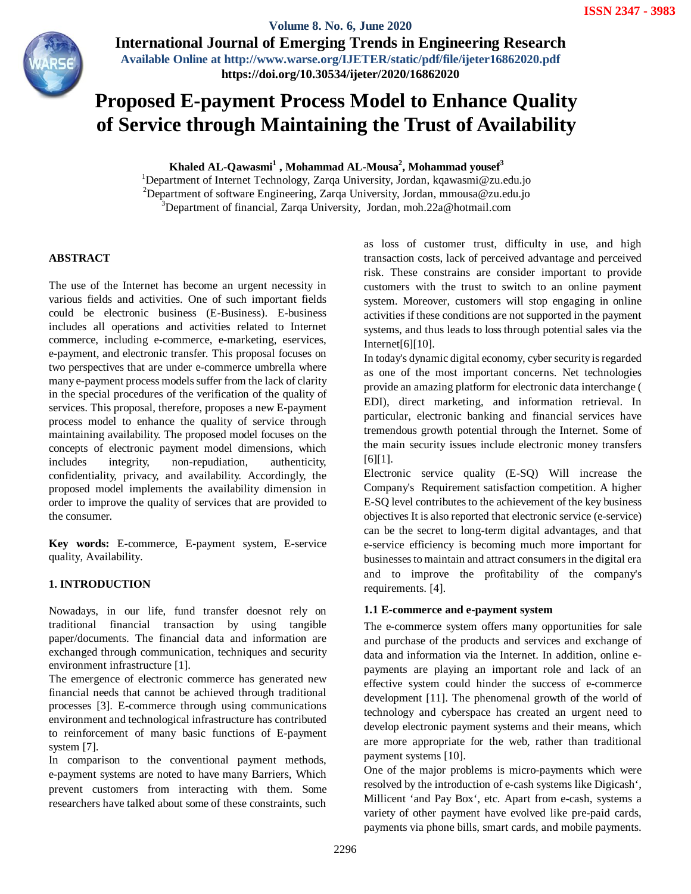# Proposed E-payment Process Model to Enhance Quality of Service through Maintaining the Trust of Availability

**Khaled AL-Qawasmi[1], Mohammad AL-Mousa[2], Mohammad yousef[3]**

[1]Department of Internet Technology, Zarqa University, Jordan, kqawasmi@zu.edu.jo
[2]Department of software Engineering, Zarqa University, Jordan, mmousa@zu.edu.jo
[3]Department of financial, Zarqa University, Jordan, moh.22a@hotmail.com

## ABSTRACT

The use of the Internet has become an urgent necessity in various fields and activities. One of such important fields could be electronic business (E-Business). E-business includes all operations and activities related to Internet commerce, including e-commerce, e-marketing, eservices, e-payment, and electronic transfer. This proposal focuses on two perspectives that are under e-commerce umbrella where many e-payment process models suffer from the lack of clarity in the special procedures of the verification of the quality of services. This proposal, therefore, proposes a new E-payment process model to enhance the quality of service through maintaining availability. The proposed model focuses on the concepts of electronic payment model dimensions, which includes integrity, non-repudiation, authenticity, confidentiality, privacy, and availability. Accordingly, the proposed model implements the availability dimension in order to improve the quality of services that are provided to the consumer.

**Key words:** E-commerce, E-payment system, E-service quality, Availability.

## 1. INTRODUCTION

Nowadays, in our life, fund transfer doesnot rely on traditional financial transaction by using tangible paper/documents. The financial data and information are exchanged through communication, techniques and security environment infrastructure [1].

The emergence of electronic commerce has generated new financial needs that cannot be achieved through traditional processes [3]. E-commerce through using communications environment and technological infrastructure has contributed to reinforcement of many basic functions of E-payment system [7].

In comparison to the conventional payment methods, e-payment systems are noted to have many Barriers, Which prevent customers from interacting with them. Some researchers have talked about some of these constraints, such as loss of customer trust, difficulty in use, and high transaction costs, lack of perceived advantage and perceived risk. These constrains are consider important to provide customers with the trust to switch to an online payment system. Moreover, customers will stop engaging in online activities if these conditions are not supported in the payment systems, and thus leads to loss through potential sales via the Internet[6][10].

In today's dynamic digital economy, cyber security is regarded as one of the most important concerns. Net technologies provide an amazing platform for electronic data interchange ( EDI), direct marketing, and information retrieval. In particular, electronic banking and financial services have tremendous growth potential through the Internet. Some of the main security issues include electronic money transfers [6][1].

Electronic service quality (E-SQ) Will increase the Company's Requirement satisfaction competition. A higher E-SQ level contributes to the achievement of the key business objectives It is also reported that electronic service (e-service) can be the secret to long-term digital advantages, and that e-service efficiency is becoming much more important for businesses to maintain and attract consumers in the digital era and to improve the profitability of the company's requirements. [4].

### 1.1 E-commerce and e-payment system

The e-commerce system offers many opportunities for sale and purchase of the products and services and exchange of data and information via the Internet. In addition, online e-payments are playing an important role and lack of an effective system could hinder the success of e-commerce development [11]. The phenomenal growth of the world of technology and cyberspace has created an urgent need to develop electronic payment systems and their means, which are more appropriate for the web, rather than traditional payment systems [10].

One of the major problems is micro-payments which were resolved by the introduction of e-cash systems like Digicash', Millicent 'and Pay Box', etc. Apart from e-cash, systems a variety of other payment have evolved like pre-paid cards, payments via phone bills, smart cards, and mobile payments.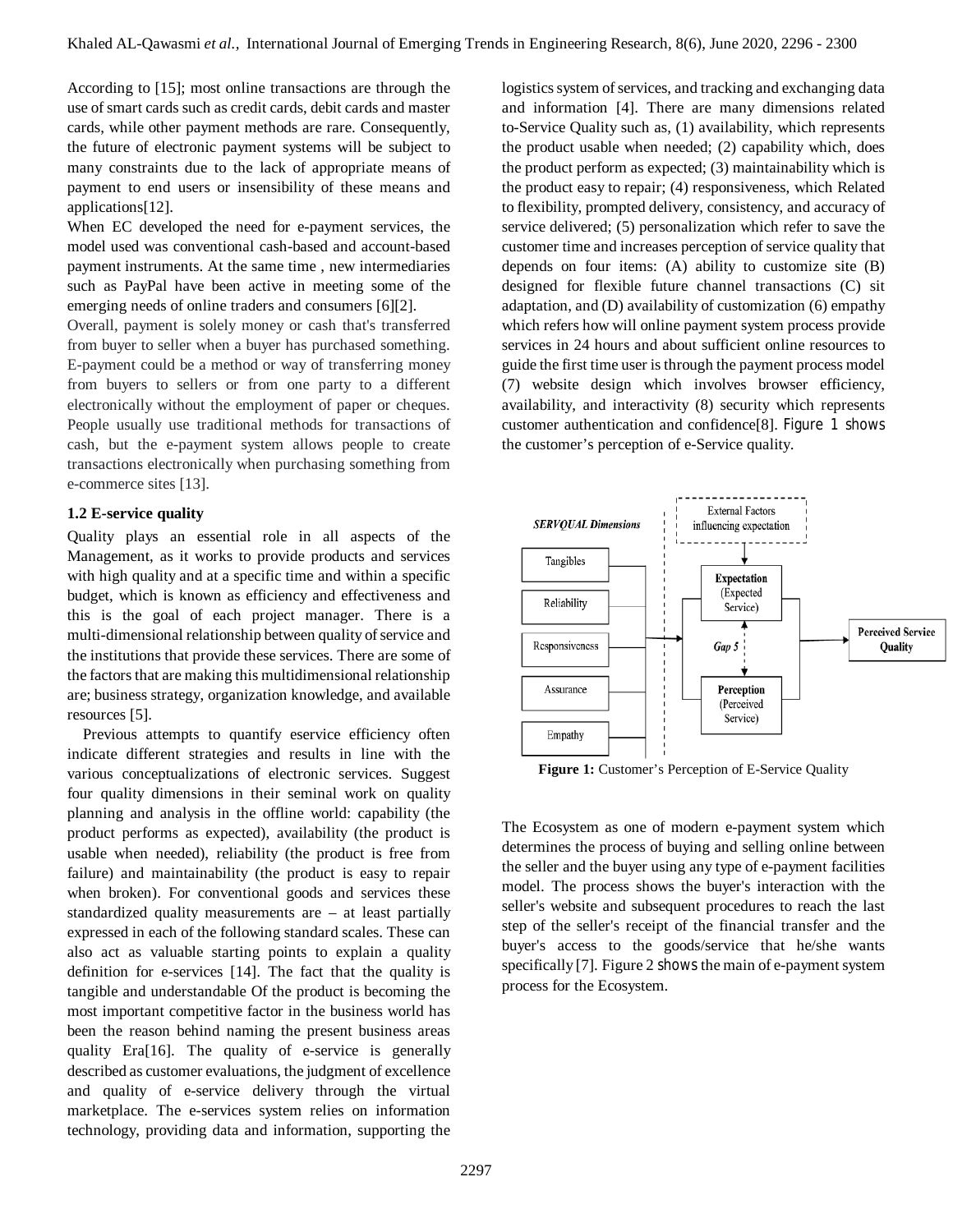According to [15]; most online transactions are through the use of smart cards such as credit cards, debit cards and master cards, while other payment methods are rare. Consequently, the future of electronic payment systems will be subject to many constraints due to the lack of appropriate means of payment to end users or insensibility of these means and applications[12].

When EC developed the need for e-payment services, the model used was conventional cash-based and account-based payment instruments. At the same time , new intermediaries such as PayPal have been active in meeting some of the emerging needs of online traders and consumers [6][2].

Overall, payment is solely money or cash that's transferred from buyer to seller when a buyer has purchased something. E-payment could be a method or way of transferring money from buyers to sellers or from one party to a different electronically without the employment of paper or cheques. People usually use traditional methods for transactions of cash, but the e-payment system allows people to create transactions electronically when purchasing something from e-commerce sites [13].

### 1.2 E-service quality

Quality plays an essential role in all aspects of the Management, as it works to provide products and services with high quality and at a specific time and within a specific budget, which is known as efficiency and effectiveness and this is the goal of each project manager. There is a multi-dimensional relationship between quality of service and the institutions that provide these services. There are some of the factors that are making this multidimensional relationship are; business strategy, organization knowledge, and available resources [5].

Previous attempts to quantify eservice efficiency often indicate different strategies and results in line with the various conceptualizations of electronic services. Suggest four quality dimensions in their seminal work on quality planning and analysis in the offline world: capability (the product performs as expected), availability (the product is usable when needed), reliability (the product is free from failure) and maintainability (the product is easy to repair when broken). For conventional goods and services these standardized quality measurements are – at least partially expressed in each of the following standard scales. These can also act as valuable starting points to explain a quality definition for e-services [14]. The fact that the quality is tangible and understandable Of the product is becoming the most important competitive factor in the business world has been the reason behind naming the present business areas quality Era[16]. The quality of e-service is generally described as customer evaluations, the judgment of excellence and quality of e-service delivery through the virtual marketplace. The e-services system relies on information technology, providing data and information, supporting the logistics system of services, and tracking and exchanging data and information [4]. There are many dimensions related to-Service Quality such as, (1) availability, which represents the product usable when needed; (2) capability which, does the product perform as expected; (3) maintainability which is the product easy to repair; (4) responsiveness, which Related to flexibility, prompted delivery, consistency, and accuracy of service delivered; (5) personalization which refer to save the customer time and increases perception of service quality that depends on four items: (A) ability to customize site (B) designed for flexible future channel transactions (C) sit adaptation, and (D) availability of customization (6) empathy which refers how will online payment system process provide services in 24 hours and about sufficient online resources to guide the first time user is through the payment process model (7) website design which involves browser efficiency, availability, and interactivity (8) security which represents customer authentication and confidence[8]. Figure 1 shows the customer's perception of e-Service quality.

**Figure 1:** Customer's Perception of E-Service Quality

The Ecosystem as one of modern e-payment system which determines the process of buying and selling online between the seller and the buyer using any type of e-payment facilities model. The process shows the buyer's interaction with the seller's website and subsequent procedures to reach the last step of the seller's receipt of the financial transfer and the buyer's access to the goods/service that he/she wants specifically [7]. Figure 2 shows the main of e-payment system process for the Ecosystem.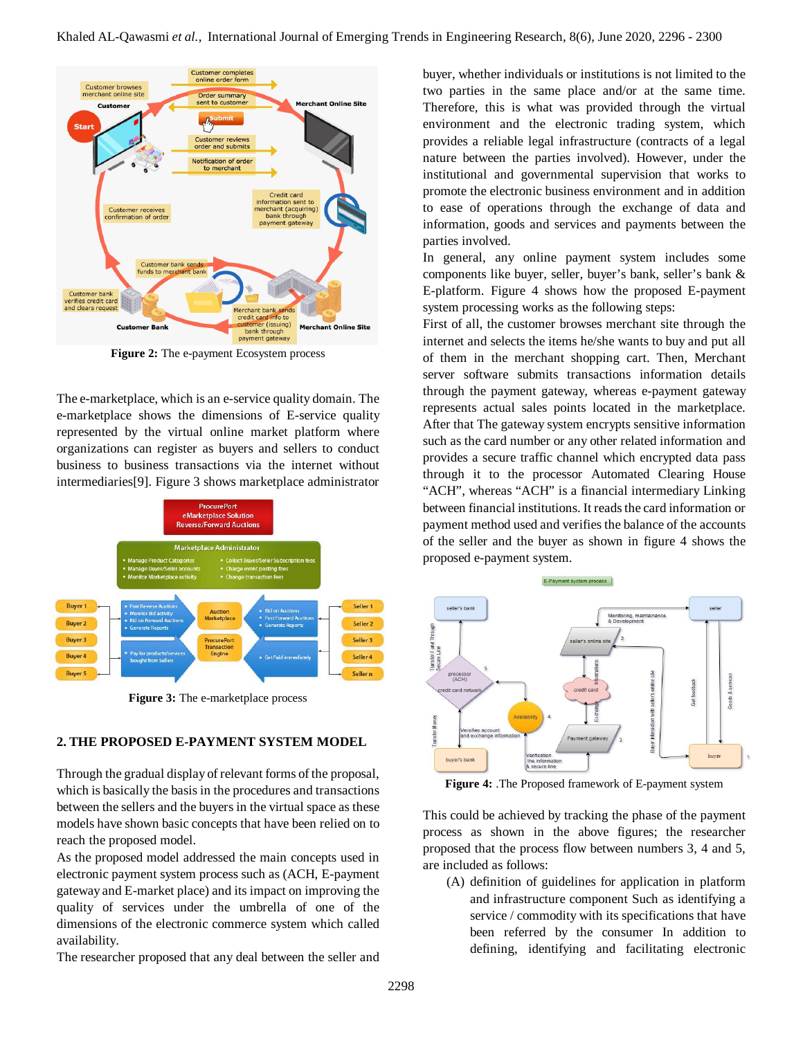**Figure 2:** The e-payment Ecosystem process

The e-marketplace, which is an e-service quality domain. The e-marketplace shows the dimensions of E-service quality represented by the virtual online market platform where organizations can register as buyers and sellers to conduct business to business transactions via the internet without intermediaries[9]. Figure 3 shows marketplace administrator

**Figure 3:** The e-marketplace process

## 2. THE PROPOSED E-PAYMENT SYSTEM MODEL

Through the gradual display of relevant forms of the proposal, which is basically the basis in the procedures and transactions between the sellers and the buyers in the virtual space as these models have shown basic concepts that have been relied on to reach the proposed model.

As the proposed model addressed the main concepts used in electronic payment system process such as (ACH, E-payment gateway and E-market place) and its impact on improving the quality of services under the umbrella of one of the dimensions of the electronic commerce system which called availability.

The researcher proposed that any deal between the seller and buyer, whether individuals or institutions is not limited to the two parties in the same place and/or at the same time. Therefore, this is what was provided through the virtual environment and the electronic trading system, which provides a reliable legal infrastructure (contracts of a legal nature between the parties involved). However, under the institutional and governmental supervision that works to promote the electronic business environment and in addition to ease of operations through the exchange of data and information, goods and services and payments between the parties involved.

In general, any online payment system includes some components like buyer, seller, buyer's bank, seller's bank & E-platform. Figure 4 shows how the proposed E-payment system processing works as the following steps:

First of all, the customer browses merchant site through the internet and selects the items he/she wants to buy and put all of them in the merchant shopping cart. Then, Merchant server software submits transactions information details through the payment gateway, whereas e-payment gateway represents actual sales points located in the marketplace. After that The gateway system encrypts sensitive information such as the card number or any other related information and provides a secure traffic channel which encrypted data pass through it to the processor Automated Clearing House "ACH", whereas "ACH" is a financial intermediary Linking between financial institutions. It reads the card information or payment method used and verifies the balance of the accounts of the seller and the buyer as shown in figure 4 shows the proposed e-payment system.

**Figure 4:** .The Proposed framework of E-payment system

This could be achieved by tracking the phase of the payment process as shown in the above figures; the researcher proposed that the process flow between numbers 3, 4 and 5, are included as follows:

(A) definition of guidelines for application in platform and infrastructure component Such as identifying a service / commodity with its specifications that have been referred by the consumer In addition to defining, identifying and facilitating electronic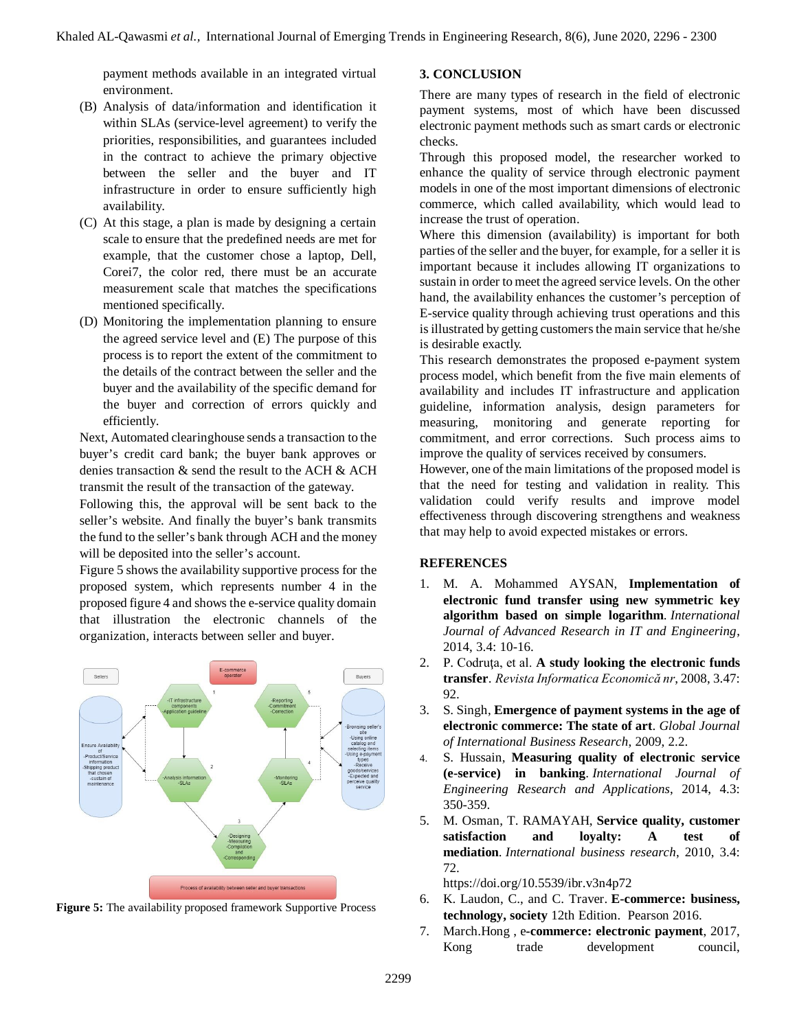payment methods available in an integrated virtual environment.

(B) Analysis of data/information and identification it within SLAs (service-level agreement) to verify the priorities, responsibilities, and guarantees included in the contract to achieve the primary objective between the seller and the buyer and IT infrastructure in order to ensure sufficiently high availability.

(C) At this stage, a plan is made by designing a certain scale to ensure that the predefined needs are met for example, that the customer chose a laptop, Dell, Corei7, the color red, there must be an accurate measurement scale that matches the specifications mentioned specifically.

(D) Monitoring the implementation planning to ensure the agreed service level and (E) The purpose of this process is to report the extent of the commitment to the details of the contract between the seller and the buyer and the availability of the specific demand for the buyer and correction of errors quickly and efficiently.

Next, Automated clearinghouse sends a transaction to the buyer's credit card bank; the buyer bank approves or denies transaction & send the result to the ACH & ACH transmit the result of the transaction of the gateway.

Following this, the approval will be sent back to the seller's website. And finally the buyer's bank transmits the fund to the seller's bank through ACH and the money will be deposited into the seller's account.

Figure 5 shows the availability supportive process for the proposed system, which represents number 4 in the proposed figure 4 and shows the e-service quality domain that illustration the electronic channels of the organization, interacts between seller and buyer.

**Figure 5:** The availability proposed framework Supportive Process

## 3. CONCLUSION

There are many types of research in the field of electronic payment systems, most of which have been discussed electronic payment methods such as smart cards or electronic checks.

Through this proposed model, the researcher worked to enhance the quality of service through electronic payment models in one of the most important dimensions of electronic commerce, which called availability, which would lead to increase the trust of operation.

Where this dimension (availability) is important for both parties of the seller and the buyer, for example, for a seller it is important because it includes allowing IT organizations to sustain in order to meet the agreed service levels. On the other hand, the availability enhances the customer's perception of E-service quality through achieving trust operations and this is illustrated by getting customers the main service that he/she is desirable exactly.

This research demonstrates the proposed e-payment system process model, which benefit from the five main elements of availability and includes IT infrastructure and application guideline, information analysis, design parameters for measuring, monitoring and generate reporting for commitment, and error corrections. Such process aims to improve the quality of services received by consumers.

However, one of the main limitations of the proposed model is that the need for testing and validation in reality. This validation could verify results and improve model effectiveness through discovering strengthens and weakness that may help to avoid expected mistakes or errors.

## REFERENCES

1. M. A. Mohammed AYSAN, **Implementation of electronic fund transfer using new symmetric key algorithm based on simple logarithm**. *International Journal of Advanced Research in IT and Engineering*, 2014, 3.4: 10-16.
2. P. Codruța, et al. **A study looking the electronic funds transfer**. *Revista Informatica Economică nr*, 2008, 3.47: 92.
3. S. Singh, **Emergence of payment systems in the age of electronic commerce: The state of art**. *Global Journal of International Business Research*, 2009, 2.2.
4. S. Hussain, **Measuring quality of electronic service (e-service) in banking**. *International Journal of Engineering Research and Applications*, 2014, 4.3: 350-359.
5. M. Osman, T. RAMAYAH, **Service quality, customer satisfaction and loyalty: A test of mediation**. *International business research*, 2010, 3.4: 72.
https://doi.org/10.5539/ibr.v3n4p72
6. K. Laudon, C., and C. Traver. **E-commerce: business, technology, society** 12th Edition. Pearson 2016.
7. March.Hong , e-**commerce: electronic payment**, 2017, Kong trade development council,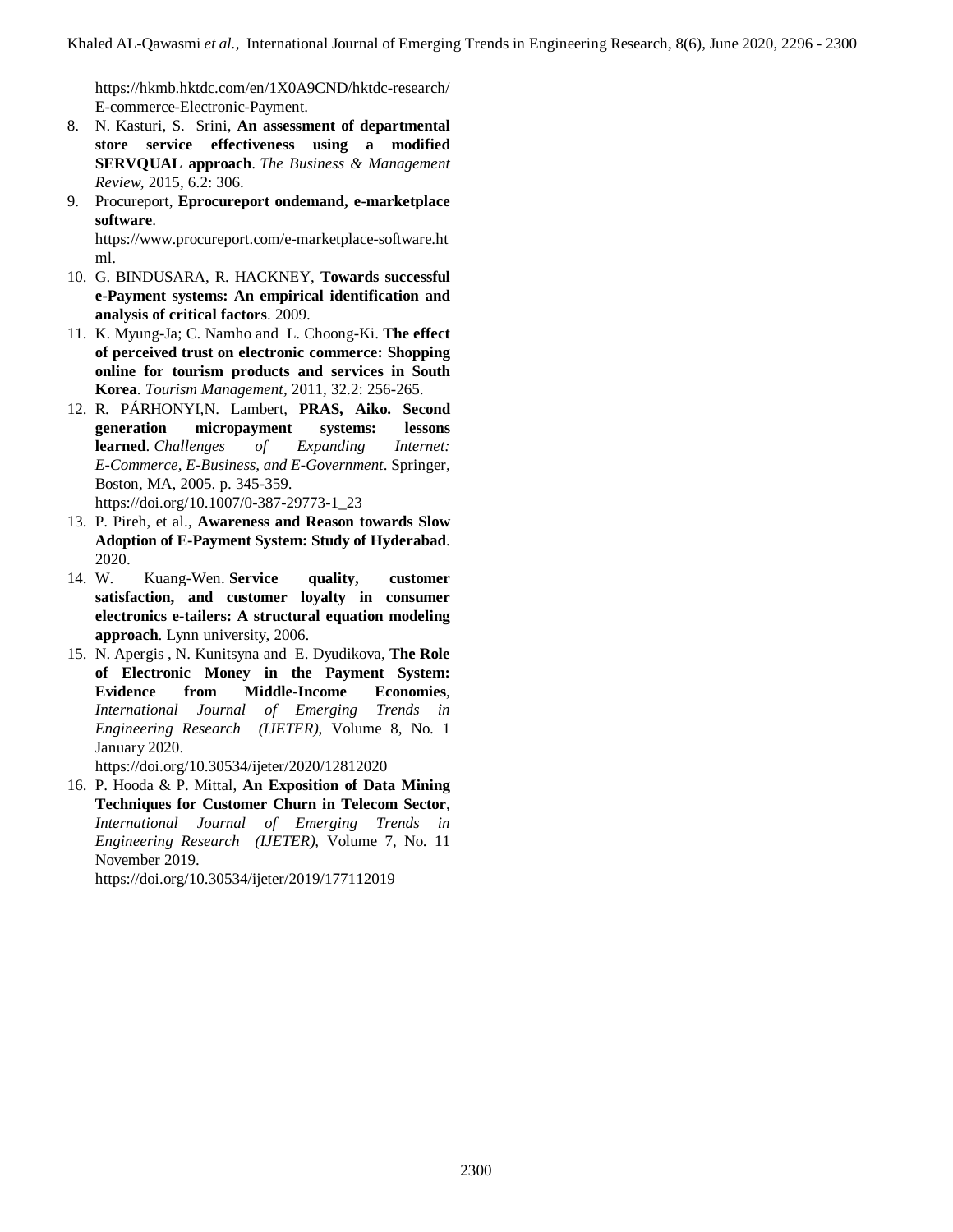https://hkmb.hktdc.com/en/1X0A9CND/hktdc-research/E-commerce-Electronic-Payment.

8. N. Kasturi, S. Srini, **An assessment of departmental store service effectiveness using a modified SERVQUAL approach**. *The Business & Management Review*, 2015, 6.2: 306.
9. Procureport, **Eprocureport ondemand, e-marketplace software**. https://www.procureport.com/e-marketplace-software.html.
10. G. BINDUSARA, R. HACKNEY, **Towards successful e-Payment systems: An empirical identification and analysis of critical factors**. 2009.
11. K. Myung-Ja; C. Namho and L. Choong-Ki. **The effect of perceived trust on electronic commerce: Shopping online for tourism products and services in South Korea**. *Tourism Management*, 2011, 32.2: 256-265.
12. R. PÁRHONYI,N. Lambert, **PRAS, Aiko. Second generation micropayment systems: lessons learned**. *Challenges of Expanding Internet: E-Commerce, E-Business, and E-Government*. Springer, Boston, MA, 2005. p. 345-359. https://doi.org/10.1007/0-387-29773-1_23
13. P. Pireh, et al., **Awareness and Reason towards Slow Adoption of E-Payment System: Study of Hyderabad**. 2020.
14. W. Kuang-Wen. **Service quality, customer satisfaction, and customer loyalty in consumer electronics e-tailers: A structural equation modeling approach**. Lynn university, 2006.
15. N. Apergis , N. Kunitsyna and E. Dyudikova, **The Role of Electronic Money in the Payment System: Evidence from Middle-Income Economies**, *International Journal of Emerging Trends in Engineering Research (IJETER)*, Volume 8, No. 1 January 2020. https://doi.org/10.30534/ijeter/2020/12812020
16. P. Hooda & P. Mittal, **An Exposition of Data Mining Techniques for Customer Churn in Telecom Sector**, *International Journal of Emerging Trends in Engineering Research (IJETER)*, Volume 7, No. 11 November 2019. https://doi.org/10.30534/ijeter/2019/177112019